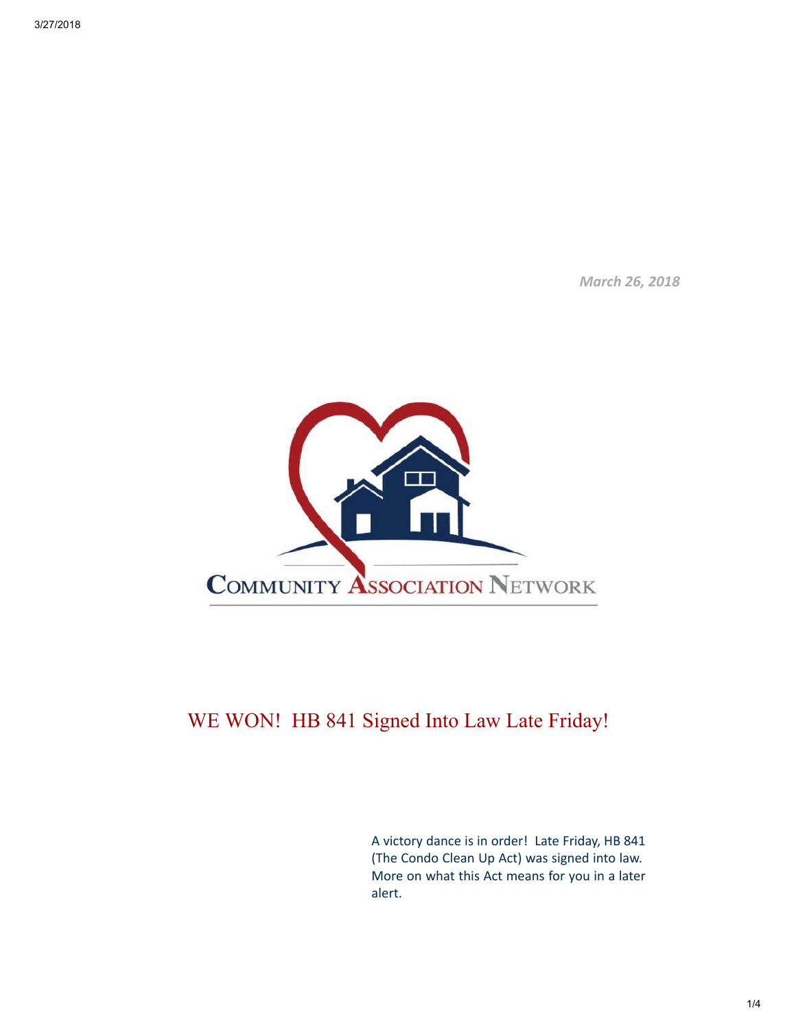*March 26, 2018*

COMMUNITY ASSOCIATION NETWORK

# WE WON! HB 841 Signed Into Law Late Friday!

A victory dance is in order! Late Friday, HB 841 (The Condo Clean Up Act) was signed into law. More on what this Act means for you in a later alert.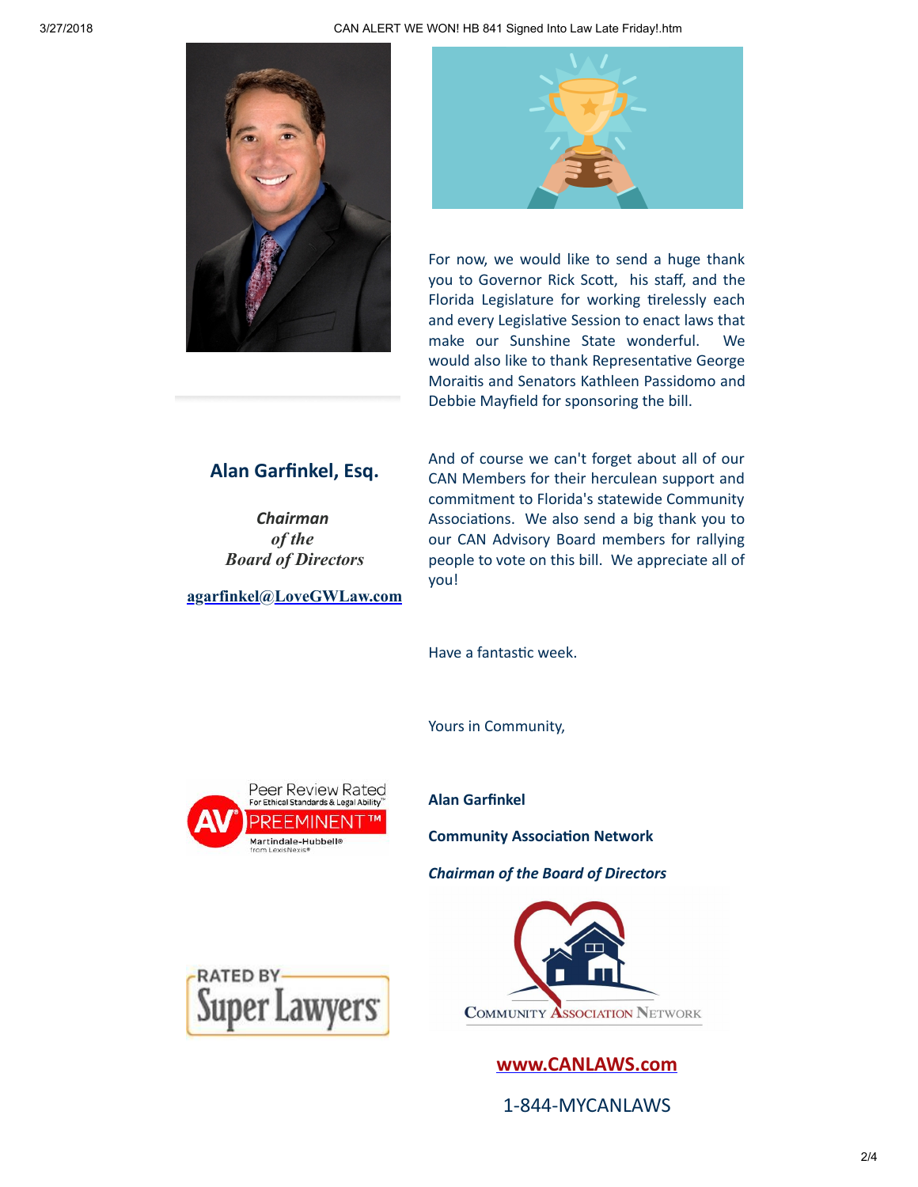For now, we would like to send a huge thank you to Governor Rick Scott, his staff, and the Florida Legislature for working tirelessly each and every Legislative Session to enact laws that make our Sunshine State wonderful. We would also like to thank Representative George Moraitis and Senators Kathleen Passidomo and Debbie Mayfield for sponsoring the bill.

And of course we can't forget about all of our CAN Members for their herculean support and commitment to Florida's statewide Community Associations. We also send a big thank you to our CAN Advisory Board members for rallying people to vote on this bill. We appreciate all of you!

Have a fantastic week.

Yours in Community,

**Alan Garfinkel**

**Community Association Network**

***Chairman of the Board of Directors***

**Alan Garfinkel, Esq.**

***Chairman***
***of the***
***Board of Directors***

[agarfinkel@LoveGWLaw.com](mailto:agarfinkel@LoveGWLaw.com)

Peer Review Rated
For Ethical Standards & Legal Ability™
AV® PREEMINENT™
Martindale-Hubbell®
from LexisNexis®

RATED BY Super Lawyers

Community Association Network

[www.CANLAWS.com](http://www.CANLAWS.com)

1-844-MYCANLAWS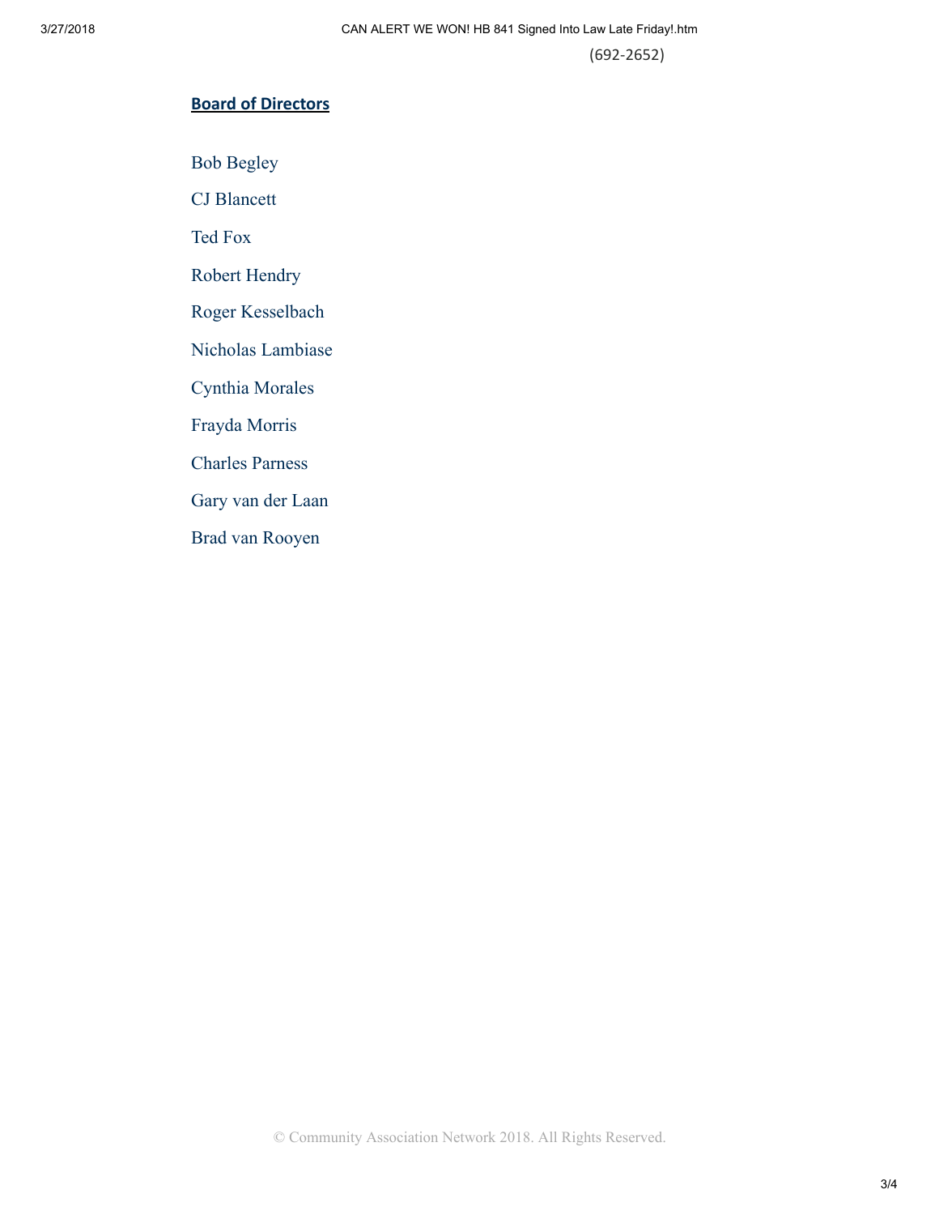(692-2652)

## Board of Directors

Bob Begley

CJ Blancett

Ted Fox

Robert Hendry

Roger Kesselbach

Nicholas Lambiase

Cynthia Morales

Frayda Morris

Charles Parness

Gary van der Laan

Brad van Rooyen

© Community Association Network 2018. All Rights Reserved.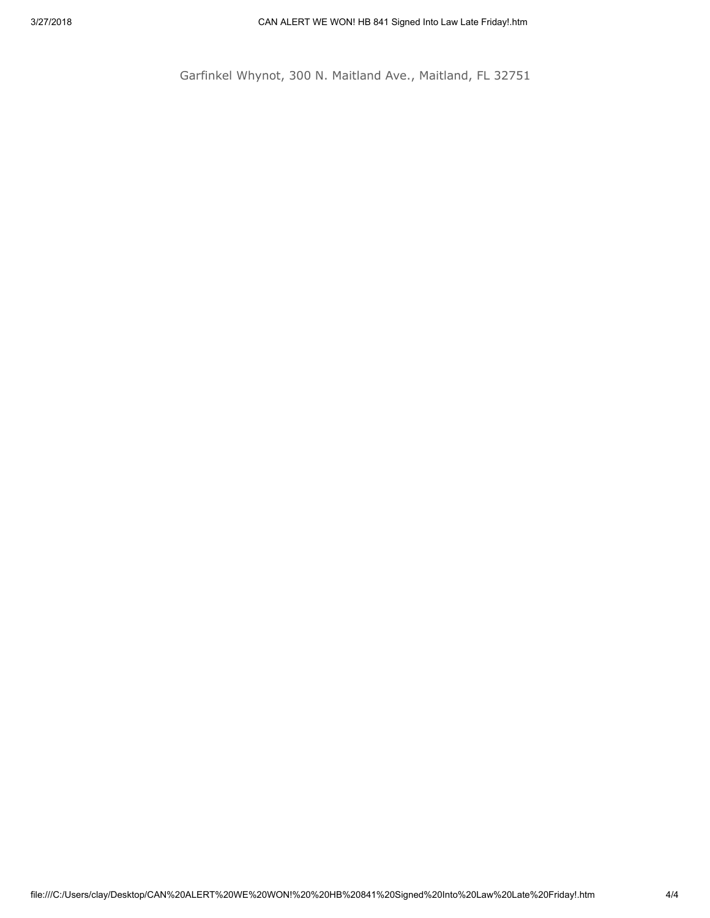Garfinkel Whynot, 300 N. Maitland Ave., Maitland, FL 32751